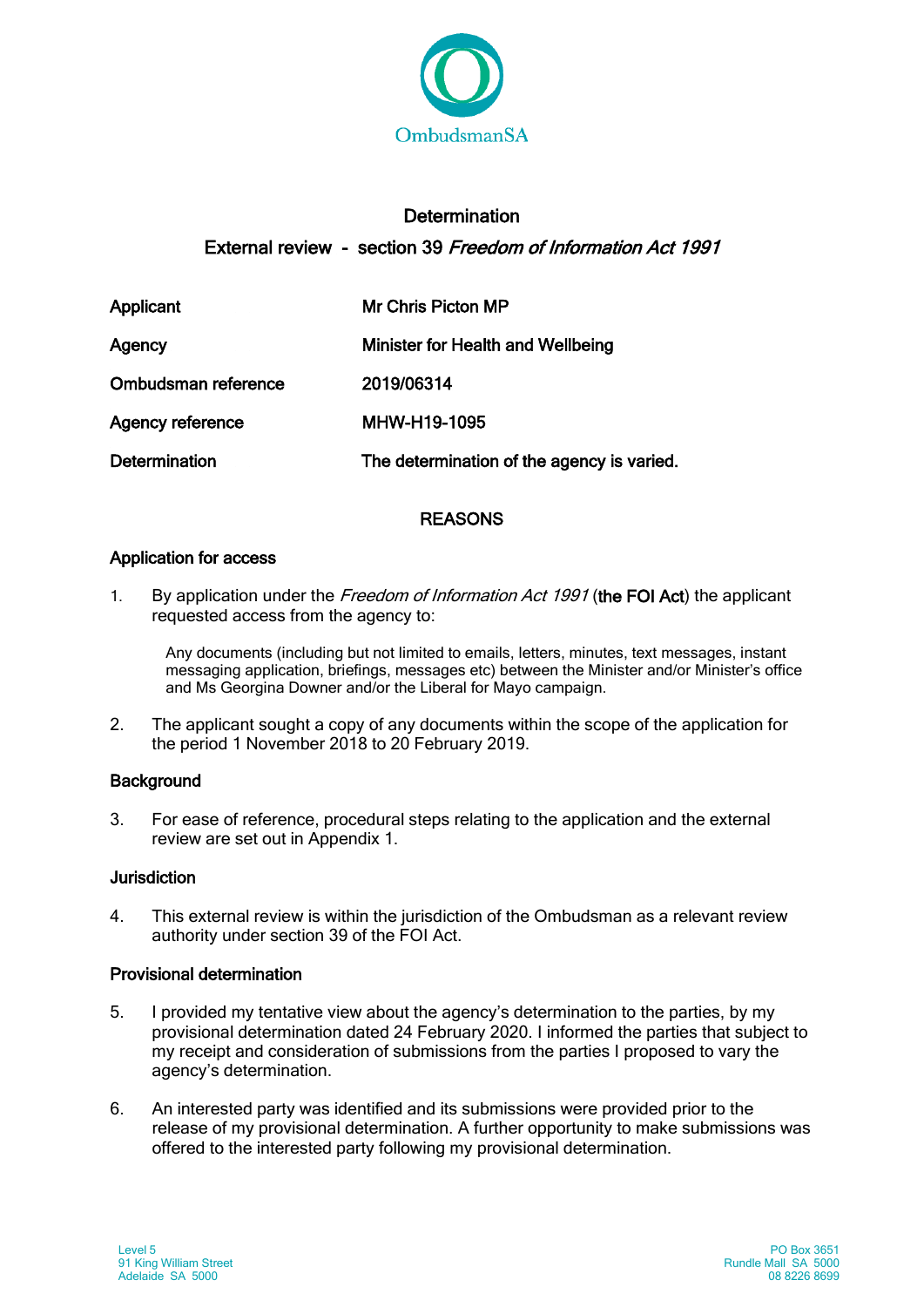OmbudsmanSA

# Determination

## External review - section 39 *Freedom of Information Act 1991*

| | |
|---|---|
| Applicant | Mr Chris Picton MP |
| Agency | Minister for Health and Wellbeing |
| Ombudsman reference | 2019/06314 |
| Agency reference | MHW-H19-1095 |
| Determination | The determination of the agency is varied. |

## REASONS

### Application for access

1. By application under the *Freedom of Information Act 1991* (**the FOI Act**) the applicant requested access from the agency to:

> Any documents (including but not limited to emails, letters, minutes, text messages, instant messaging application, briefings, messages etc) between the Minister and/or Minister's office and Ms Georgina Downer and/or the Liberal for Mayo campaign.

2. The applicant sought a copy of any documents within the scope of the application for the period 1 November 2018 to 20 February 2019.

### Background

3. For ease of reference, procedural steps relating to the application and the external review are set out in Appendix 1.

### Jurisdiction

4. This external review is within the jurisdiction of the Ombudsman as a relevant review authority under section 39 of the FOI Act.

### Provisional determination

5. I provided my tentative view about the agency's determination to the parties, by my provisional determination dated 24 February 2020. I informed the parties that subject to my receipt and consideration of submissions from the parties I proposed to vary the agency's determination.

6. An interested party was identified and its submissions were provided prior to the release of my provisional determination. A further opportunity to make submissions was offered to the interested party following my provisional determination.

Level 5
91 King William Street
Adelaide SA 5000

PO Box 3651
Rundle Mall SA 5000
08 8226 8699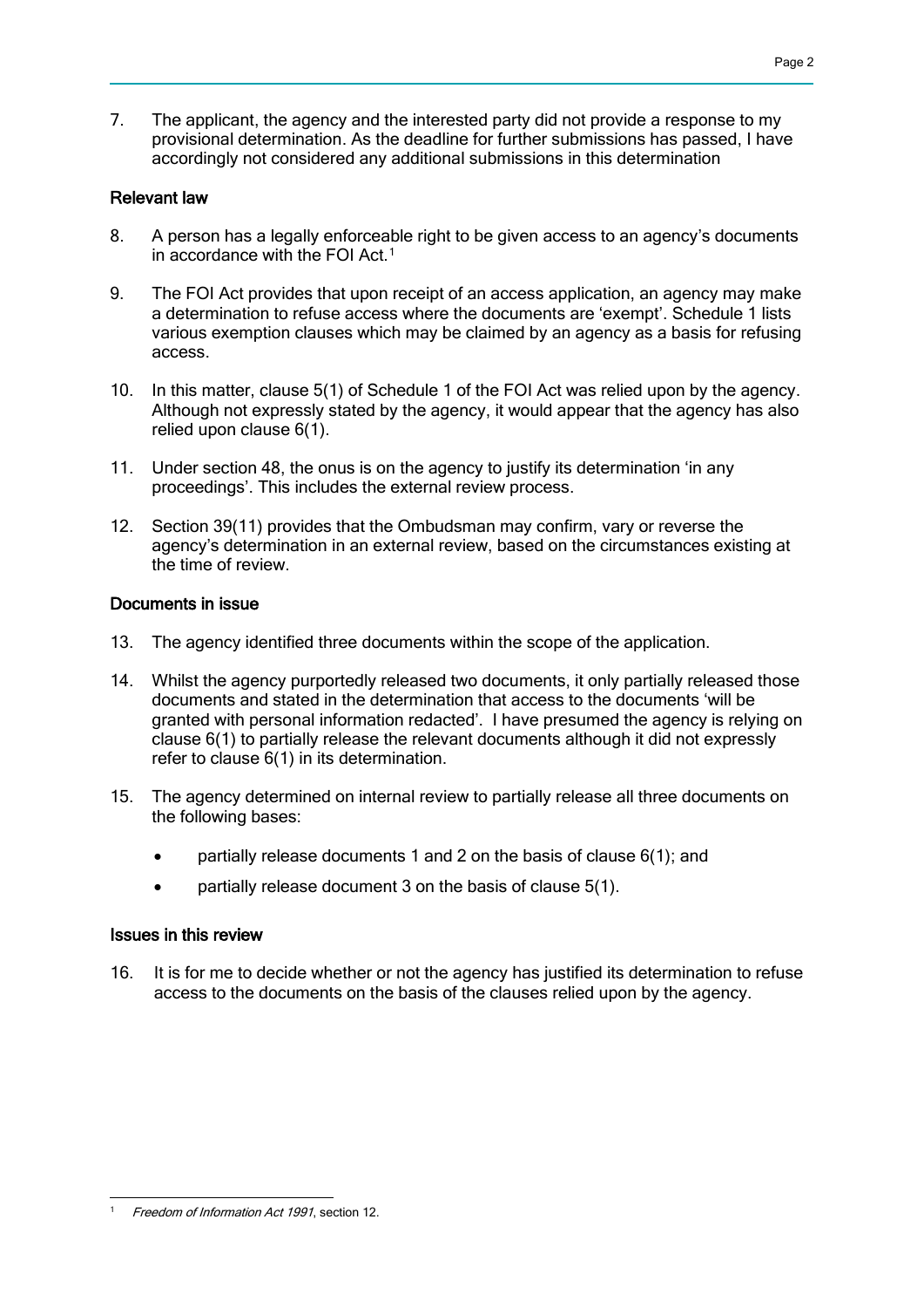7. The applicant, the agency and the interested party did not provide a response to my provisional determination. As the deadline for further submissions has passed, I have accordingly not considered any additional submissions in this determination

## Relevant law

8. A person has a legally enforceable right to be given access to an agency's documents in accordance with the FOI Act.[1]

9. The FOI Act provides that upon receipt of an access application, an agency may make a determination to refuse access where the documents are 'exempt'. Schedule 1 lists various exemption clauses which may be claimed by an agency as a basis for refusing access.

10. In this matter, clause 5(1) of Schedule 1 of the FOI Act was relied upon by the agency. Although not expressly stated by the agency, it would appear that the agency has also relied upon clause 6(1).

11. Under section 48, the onus is on the agency to justify its determination 'in any proceedings'. This includes the external review process.

12. Section 39(11) provides that the Ombudsman may confirm, vary or reverse the agency's determination in an external review, based on the circumstances existing at the time of review.

## Documents in issue

13. The agency identified three documents within the scope of the application.

14. Whilst the agency purportedly released two documents, it only partially released those documents and stated in the determination that access to the documents 'will be granted with personal information redacted'. I have presumed the agency is relying on clause 6(1) to partially release the relevant documents although it did not expressly refer to clause 6(1) in its determination.

15. The agency determined on internal review to partially release all three documents on the following bases:

    - partially release documents 1 and 2 on the basis of clause 6(1); and
    - partially release document 3 on the basis of clause 5(1).

## Issues in this review

16. It is for me to decide whether or not the agency has justified its determination to refuse access to the documents on the basis of the clauses relied upon by the agency.

---

[1] *Freedom of Information Act 1991*, section 12.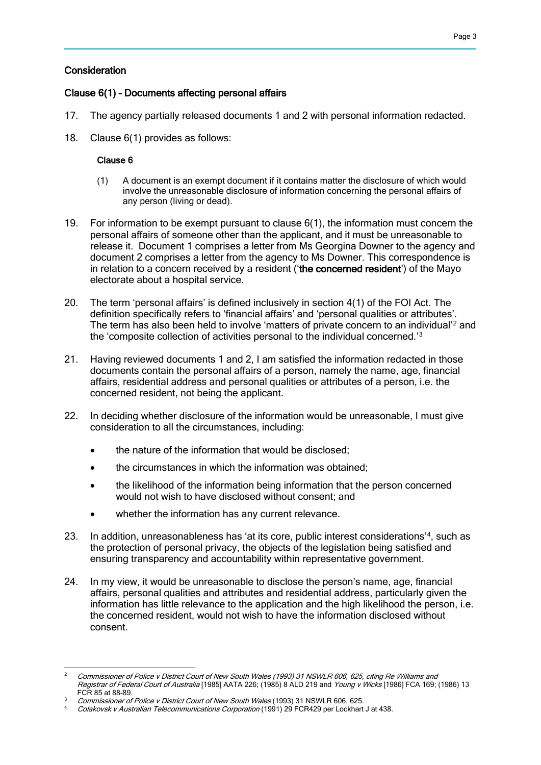## Consideration

### Clause 6(1) – Documents affecting personal affairs

17. The agency partially released documents 1 and 2 with personal information redacted.

18. Clause 6(1) provides as follows:

    **Clause 6**

    (1) A document is an exempt document if it contains matter the disclosure of which would involve the unreasonable disclosure of information concerning the personal affairs of any person (living or dead).

19. For information to be exempt pursuant to clause 6(1), the information must concern the personal affairs of someone other than the applicant, and it must be unreasonable to release it. Document 1 comprises a letter from Ms Georgina Downer to the agency and document 2 comprises a letter from the agency to Ms Downer. This correspondence is in relation to a concern received by a resident ('**the concerned resident**') of the Mayo electorate about a hospital service.

20. The term 'personal affairs' is defined inclusively in section 4(1) of the FOI Act. The definition specifically refers to 'financial affairs' and 'personal qualities or attributes'. The term has also been held to involve 'matters of private concern to an individual'[2] and the 'composite collection of activities personal to the individual concerned.'[3]

21. Having reviewed documents 1 and 2, I am satisfied the information redacted in those documents contain the personal affairs of a person, namely the name, age, financial affairs, residential address and personal qualities or attributes of a person, i.e. the concerned resident, not being the applicant.

22. In deciding whether disclosure of the information would be unreasonable, I must give consideration to all the circumstances, including:

    - the nature of the information that would be disclosed;
    - the circumstances in which the information was obtained;
    - the likelihood of the information being information that the person concerned would not wish to have disclosed without consent; and
    - whether the information has any current relevance.

23. In addition, unreasonableness has 'at its core, public interest considerations'[4], such as the protection of personal privacy, the objects of the legislation being satisfied and ensuring transparency and accountability within representative government.

24. In my view, it would be unreasonable to disclose the person's name, age, financial affairs, personal qualities and attributes and residential address, particularly given the information has little relevance to the application and the high likelihood the person, i.e. the concerned resident, would not wish to have the information disclosed without consent.

---

[2] *Commissioner of Police v District Court of New South Wales (1993) 31 NSWLR 606, 625, citing Re Williams and Registrar of Federal Court of Australia* [1985] AATA 226; (1985) 8 ALD 219 and *Young v Wicks* [1986] FCA 169; (1986) 13 FCR 85 at 88-89.

[3] *Commissioner of Police v District Court of New South Wales* (1993) 31 NSWLR 606, 625.

[4] *Colakovsk v Australian Telecommunications Corporation* (1991) 29 FCR429 per Lockhart J at 438.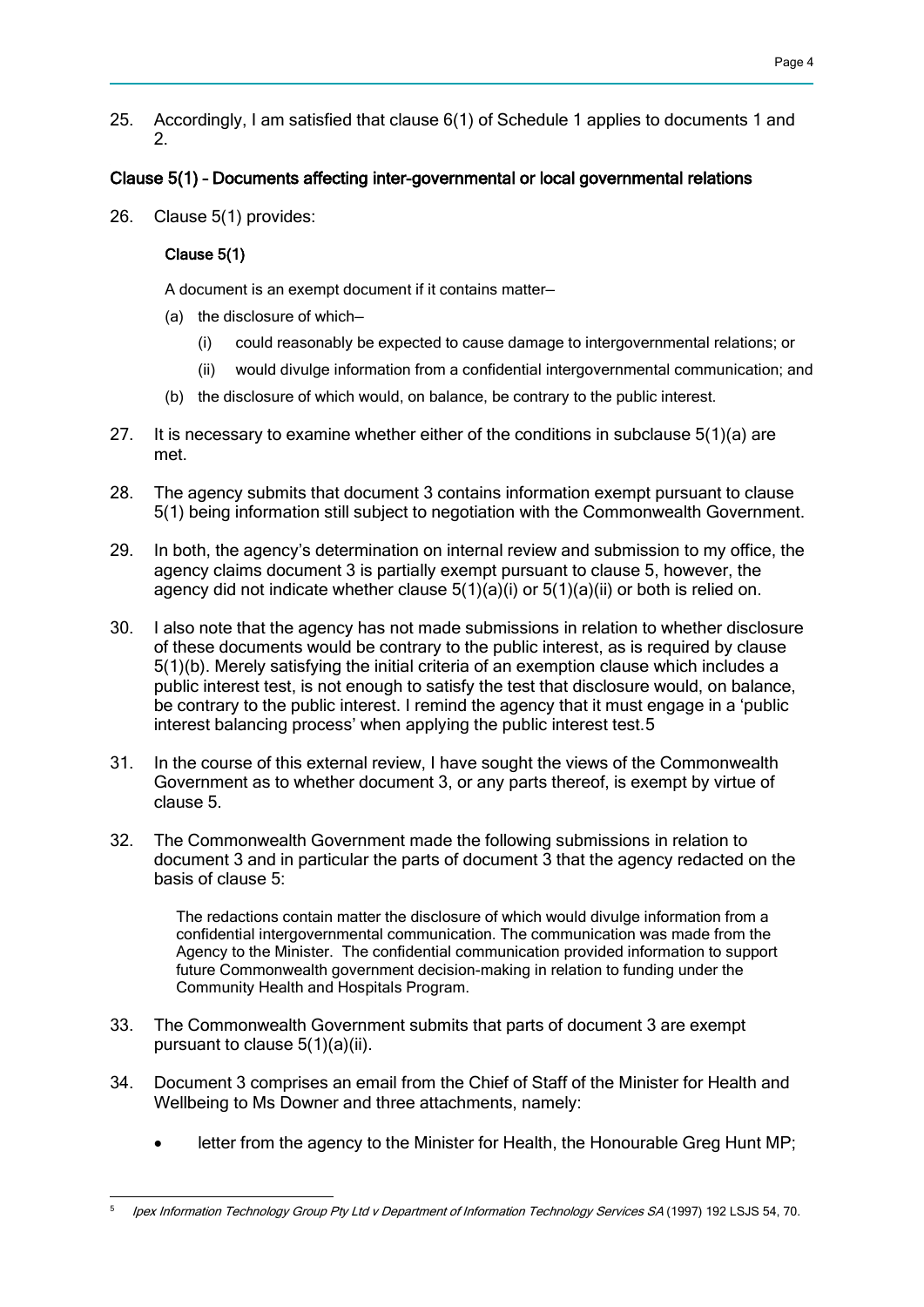25. Accordingly, I am satisfied that clause 6(1) of Schedule 1 applies to documents 1 and 2.

### Clause 5(1) – Documents affecting inter-governmental or local governmental relations

26. Clause 5(1) provides:

> **Clause 5(1)**
>
> A document is an exempt document if it contains matter—
>
> (a) the disclosure of which—
>
> (i) could reasonably be expected to cause damage to intergovernmental relations; or
>
> (ii) would divulge information from a confidential intergovernmental communication; and
>
> (b) the disclosure of which would, on balance, be contrary to the public interest.

27. It is necessary to examine whether either of the conditions in subclause 5(1)(a) are met.

28. The agency submits that document 3 contains information exempt pursuant to clause 5(1) being information still subject to negotiation with the Commonwealth Government.

29. In both, the agency's determination on internal review and submission to my office, the agency claims document 3 is partially exempt pursuant to clause 5, however, the agency did not indicate whether clause 5(1)(a)(i) or 5(1)(a)(ii) or both is relied on.

30. I also note that the agency has not made submissions in relation to whether disclosure of these documents would be contrary to the public interest, as is required by clause 5(1)(b). Merely satisfying the initial criteria of an exemption clause which includes a public interest test, is not enough to satisfy the test that disclosure would, on balance, be contrary to the public interest. I remind the agency that it must engage in a 'public interest balancing process' when applying the public interest test.[5]

31. In the course of this external review, I have sought the views of the Commonwealth Government as to whether document 3, or any parts thereof, is exempt by virtue of clause 5.

32. The Commonwealth Government made the following submissions in relation to document 3 and in particular the parts of document 3 that the agency redacted on the basis of clause 5:

> The redactions contain matter the disclosure of which would divulge information from a confidential intergovernmental communication. The communication was made from the Agency to the Minister. The confidential communication provided information to support future Commonwealth government decision-making in relation to funding under the Community Health and Hospitals Program.

33. The Commonwealth Government submits that parts of document 3 are exempt pursuant to clause 5(1)(a)(ii).

34. Document 3 comprises an email from the Chief of Staff of the Minister for Health and Wellbeing to Ms Downer and three attachments, namely:

- letter from the agency to the Minister for Health, the Honourable Greg Hunt MP;

---

[5] *Ipex Information Technology Group Pty Ltd v Department of Information Technology Services SA* (1997) 192 LSJS 54, 70.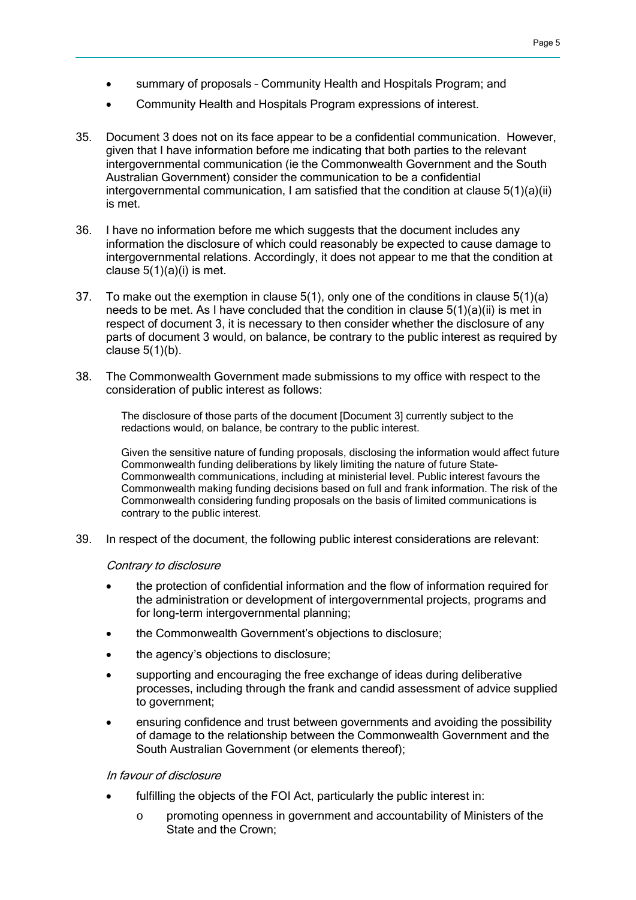- summary of proposals – Community Health and Hospitals Program; and
- Community Health and Hospitals Program expressions of interest.

35. Document 3 does not on its face appear to be a confidential communication. However, given that I have information before me indicating that both parties to the relevant intergovernmental communication (ie the Commonwealth Government and the South Australian Government) consider the communication to be a confidential intergovernmental communication, I am satisfied that the condition at clause 5(1)(a)(ii) is met.

36. I have no information before me which suggests that the document includes any information the disclosure of which could reasonably be expected to cause damage to intergovernmental relations. Accordingly, it does not appear to me that the condition at clause 5(1)(a)(i) is met.

37. To make out the exemption in clause 5(1), only one of the conditions in clause 5(1)(a) needs to be met. As I have concluded that the condition in clause 5(1)(a)(ii) is met in respect of document 3, it is necessary to then consider whether the disclosure of any parts of document 3 would, on balance, be contrary to the public interest as required by clause 5(1)(b).

38. The Commonwealth Government made submissions to my office with respect to the consideration of public interest as follows:

> The disclosure of those parts of the document [Document 3] currently subject to the redactions would, on balance, be contrary to the public interest.
>
> Given the sensitive nature of funding proposals, disclosing the information would affect future Commonwealth funding deliberations by likely limiting the nature of future State-Commonwealth communications, including at ministerial level. Public interest favours the Commonwealth making funding decisions based on full and frank information. The risk of the Commonwealth considering funding proposals on the basis of limited communications is contrary to the public interest.

39. In respect of the document, the following public interest considerations are relevant:

*Contrary to disclosure*

- the protection of confidential information and the flow of information required for the administration or development of intergovernmental projects, programs and for long-term intergovernmental planning;
- the Commonwealth Government's objections to disclosure;
- the agency's objections to disclosure;
- supporting and encouraging the free exchange of ideas during deliberative processes, including through the frank and candid assessment of advice supplied to government;
- ensuring confidence and trust between governments and avoiding the possibility of damage to the relationship between the Commonwealth Government and the South Australian Government (or elements thereof);

*In favour of disclosure*

- fulfilling the objects of the FOI Act, particularly the public interest in:
    - promoting openness in government and accountability of Ministers of the State and the Crown;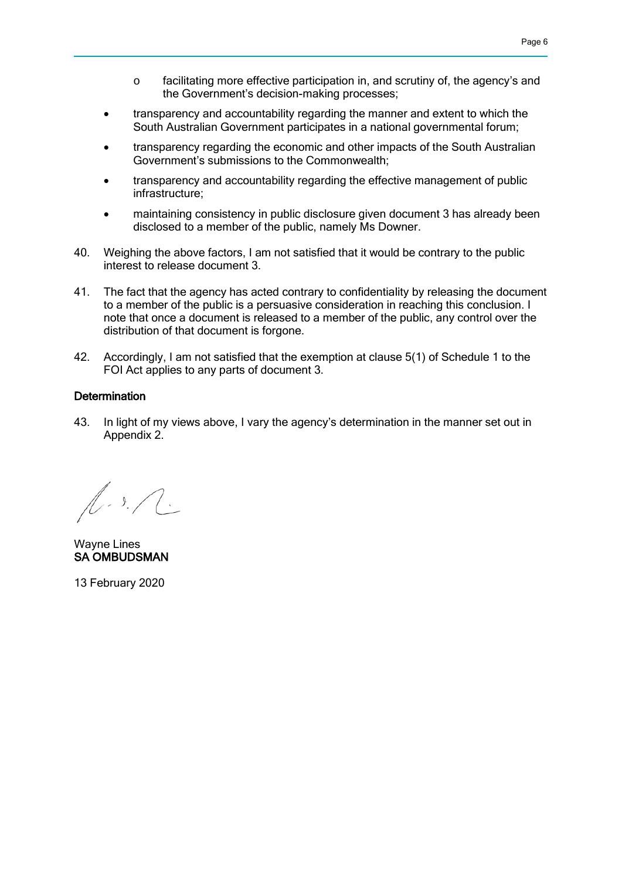- facilitating more effective participation in, and scrutiny of, the agency's and the Government's decision-making processes;

- transparency and accountability regarding the manner and extent to which the South Australian Government participates in a national governmental forum;
- transparency regarding the economic and other impacts of the South Australian Government's submissions to the Commonwealth;
- transparency and accountability regarding the effective management of public infrastructure;
- maintaining consistency in public disclosure given document 3 has already been disclosed to a member of the public, namely Ms Downer.

40. Weighing the above factors, I am not satisfied that it would be contrary to the public interest to release document 3.

41. The fact that the agency has acted contrary to confidentiality by releasing the document to a member of the public is a persuasive consideration in reaching this conclusion. I note that once a document is released to a member of the public, any control over the distribution of that document is forgone.

42. Accordingly, I am not satisfied that the exemption at clause 5(1) of Schedule 1 to the FOI Act applies to any parts of document 3.

### Determination

43. In light of my views above, I vary the agency's determination in the manner set out in Appendix 2.

Wayne Lines
**SA OMBUDSMAN**

13 February 2020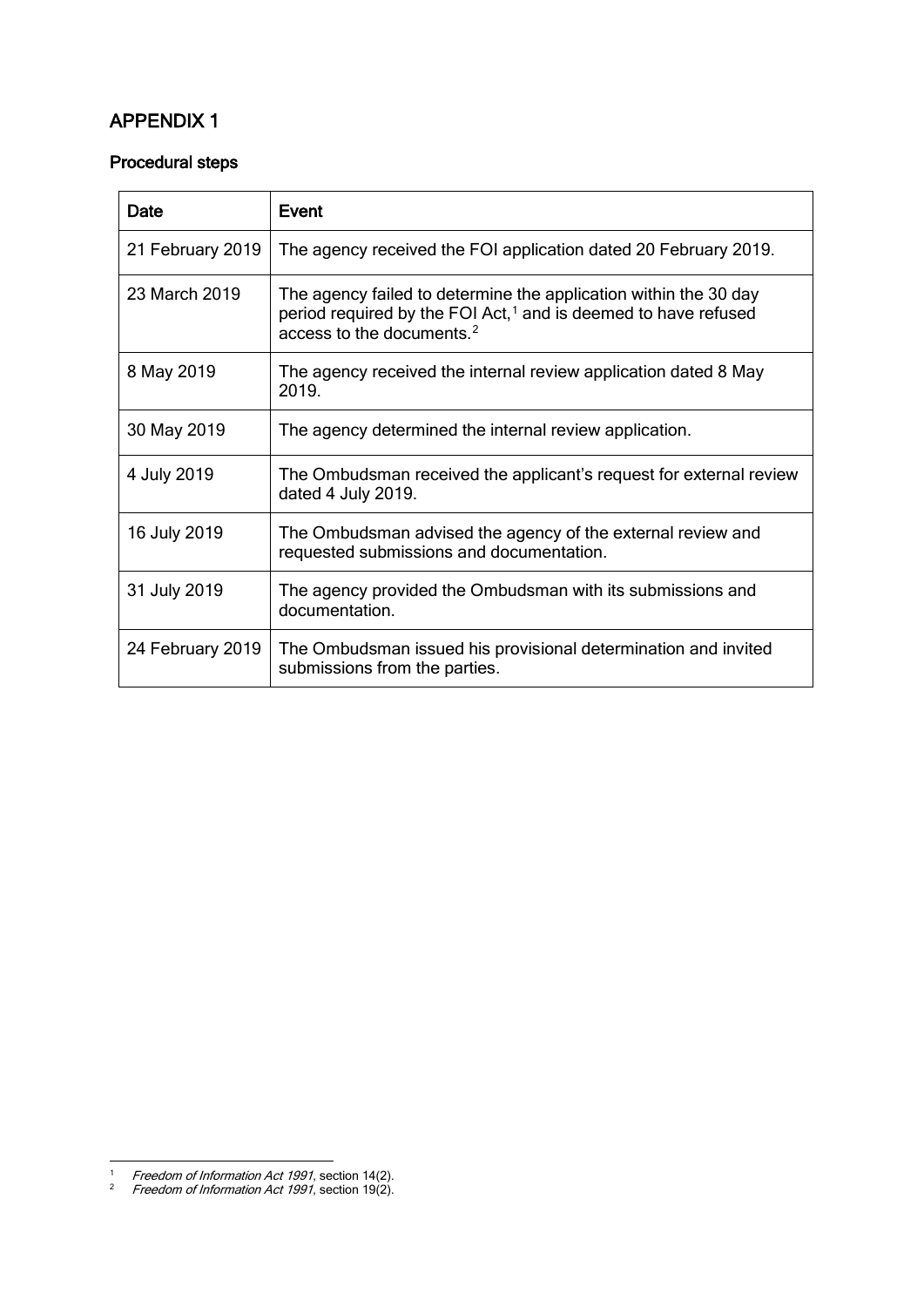## APPENDIX 1

### Procedural steps

| Date | Event |
|---|---|
| 21 February 2019 | The agency received the FOI application dated 20 February 2019. |
| 23 March 2019 | The agency failed to determine the application within the 30 day period required by the FOI Act,[1] and is deemed to have refused access to the documents.[2] |
| 8 May 2019 | The agency received the internal review application dated 8 May 2019. |
| 30 May 2019 | The agency determined the internal review application. |
| 4 July 2019 | The Ombudsman received the applicant's request for external review dated 4 July 2019. |
| 16 July 2019 | The Ombudsman advised the agency of the external review and requested submissions and documentation. |
| 31 July 2019 | The agency provided the Ombudsman with its submissions and documentation. |
| 24 February 2019 | The Ombudsman issued his provisional determination and invited submissions from the parties. |

[1] *Freedom of Information Act 1991*, section 14(2).
[2] *Freedom of Information Act 1991*, section 19(2).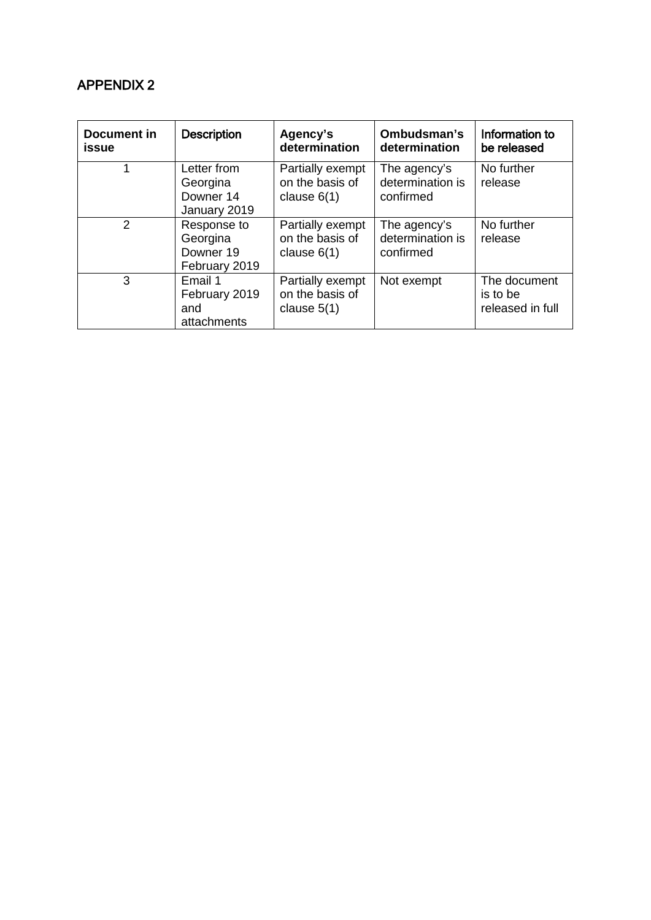## APPENDIX 2

| Document in issue | Description | Agency's determination | Ombudsman's determination | Information to be released |
|---|---|---|---|---|
| 1 | Letter from Georgina Downer 14 January 2019 | Partially exempt on the basis of clause 6(1) | The agency's determination is confirmed | No further release |
| 2 | Response to Georgina Downer 19 February 2019 | Partially exempt on the basis of clause 6(1) | The agency's determination is confirmed | No further release |
| 3 | Email 1 February 2019 and attachments | Partially exempt on the basis of clause 5(1) | Not exempt | The document is to be released in full |